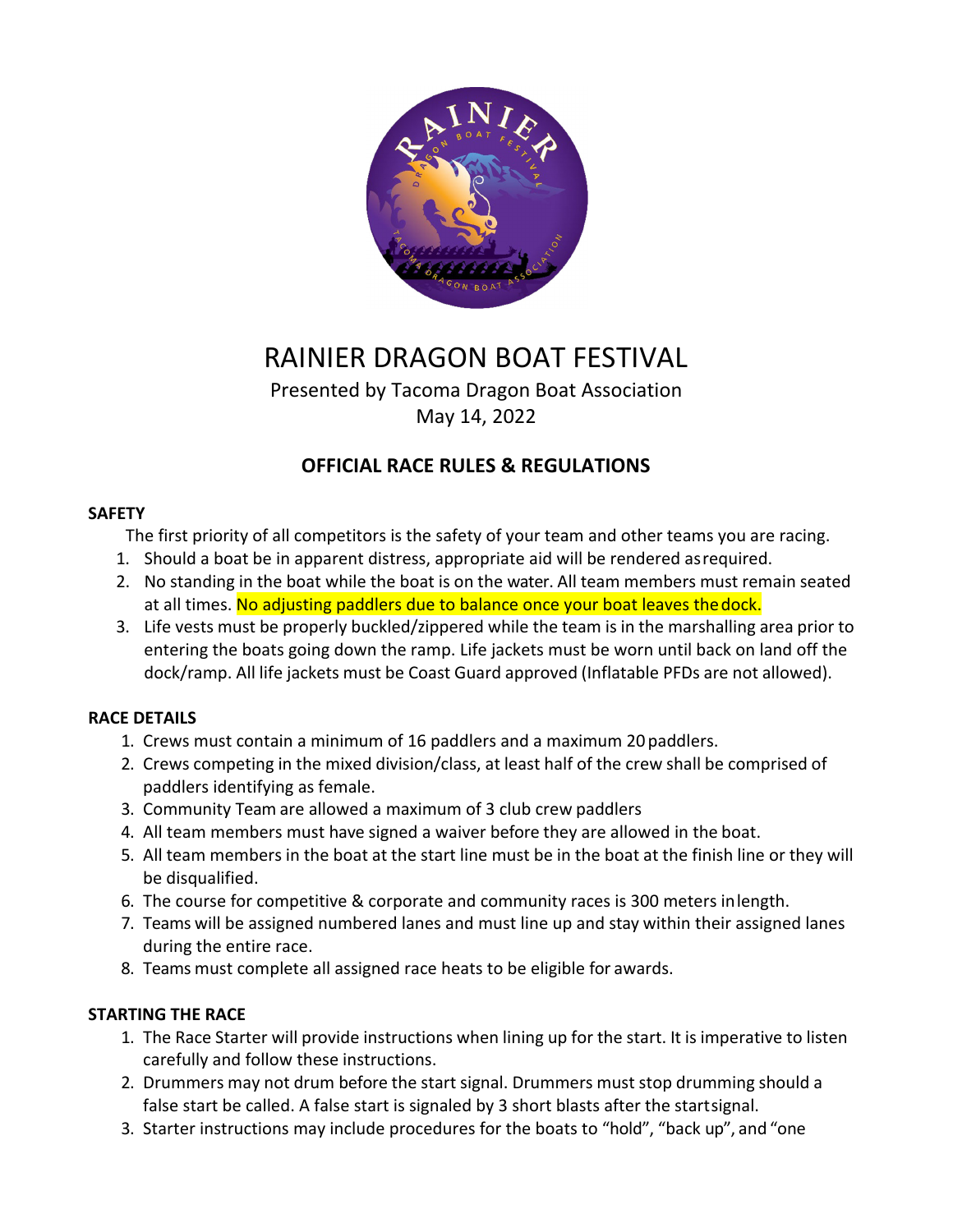# RAINIER DRAGON BOAT FESTIVAL

Presented by Tacoma Dragon Boat Association

May 14, 2022

## OFFICIAL RACE RULES & REGULATIONS

### SAFETY

The first priority of all competitors is the safety of your team and other teams you are racing.

1. Should a boat be in apparent distress, appropriate aid will be rendered as required.
2. No standing in the boat while the boat is on the water. All team members must remain seated at all times. No adjusting paddlers due to balance once your boat leaves the dock.
3. Life vests must be properly buckled/zippered while the team is in the marshalling area prior to entering the boats going down the ramp. Life jackets must be worn until back on land off the dock/ramp. All life jackets must be Coast Guard approved (Inflatable PFDs are not allowed).

### RACE DETAILS

1. Crews must contain a minimum of 16 paddlers and a maximum 20 paddlers.
2. Crews competing in the mixed division/class, at least half of the crew shall be comprised of paddlers identifying as female.
3. Community Team are allowed a maximum of 3 club crew paddlers
4. All team members must have signed a waiver before they are allowed in the boat.
5. All team members in the boat at the start line must be in the boat at the finish line or they will be disqualified.
6. The course for competitive & corporate and community races is 300 meters in length.
7. Teams will be assigned numbered lanes and must line up and stay within their assigned lanes during the entire race.
8. Teams must complete all assigned race heats to be eligible for awards.

### STARTING THE RACE

1. The Race Starter will provide instructions when lining up for the start. It is imperative to listen carefully and follow these instructions.
2. Drummers may not drum before the start signal. Drummers must stop drumming should a false start be called. A false start is signaled by 3 short blasts after the start signal.
3. Starter instructions may include procedures for the boats to "hold", "back up", and "one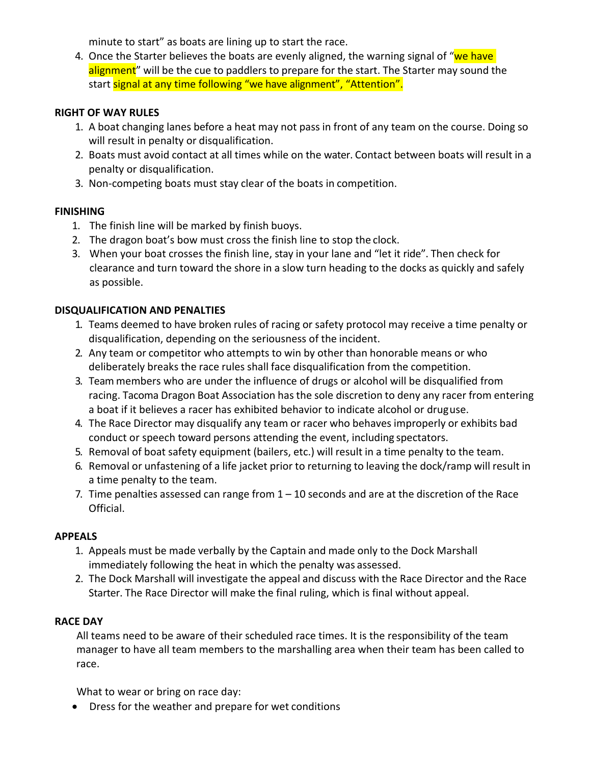minute to start" as boats are lining up to start the race.

4. Once the Starter believes the boats are evenly aligned, the warning signal of "we have alignment" will be the cue to paddlers to prepare for the start. The Starter may sound the start signal at any time following "we have alignment", "Attention".

**RIGHT OF WAY RULES**

1. A boat changing lanes before a heat may not pass in front of any team on the course. Doing so will result in penalty or disqualification.
2. Boats must avoid contact at all times while on the water. Contact between boats will result in a penalty or disqualification.
3. Non-competing boats must stay clear of the boats in competition.

**FINISHING**

1. The finish line will be marked by finish buoys.
2. The dragon boat's bow must cross the finish line to stop the clock.
3. When your boat crosses the finish line, stay in your lane and "let it ride". Then check for clearance and turn toward the shore in a slow turn heading to the docks as quickly and safely as possible.

**DISQUALIFICATION AND PENALTIES**

1. Teams deemed to have broken rules of racing or safety protocol may receive a time penalty or disqualification, depending on the seriousness of the incident.
2. Any team or competitor who attempts to win by other than honorable means or who deliberately breaks the race rules shall face disqualification from the competition.
3. Team members who are under the influence of drugs or alcohol will be disqualified from racing. Tacoma Dragon Boat Association has the sole discretion to deny any racer from entering a boat if it believes a racer has exhibited behavior to indicate alcohol or drug use.
4. The Race Director may disqualify any team or racer who behaves improperly or exhibits bad conduct or speech toward persons attending the event, including spectators.
5. Removal of boat safety equipment (bailers, etc.) will result in a time penalty to the team.
6. Removal or unfastening of a life jacket prior to returning to leaving the dock/ramp will result in a time penalty to the team.
7. Time penalties assessed can range from 1 – 10 seconds and are at the discretion of the Race Official.

**APPEALS**

1. Appeals must be made verbally by the Captain and made only to the Dock Marshall immediately following the heat in which the penalty was assessed.
2. The Dock Marshall will investigate the appeal and discuss with the Race Director and the Race Starter. The Race Director will make the final ruling, which is final without appeal.

**RACE DAY**

All teams need to be aware of their scheduled race times. It is the responsibility of the team manager to have all team members to the marshalling area when their team has been called to race.

What to wear or bring on race day:

- Dress for the weather and prepare for wet conditions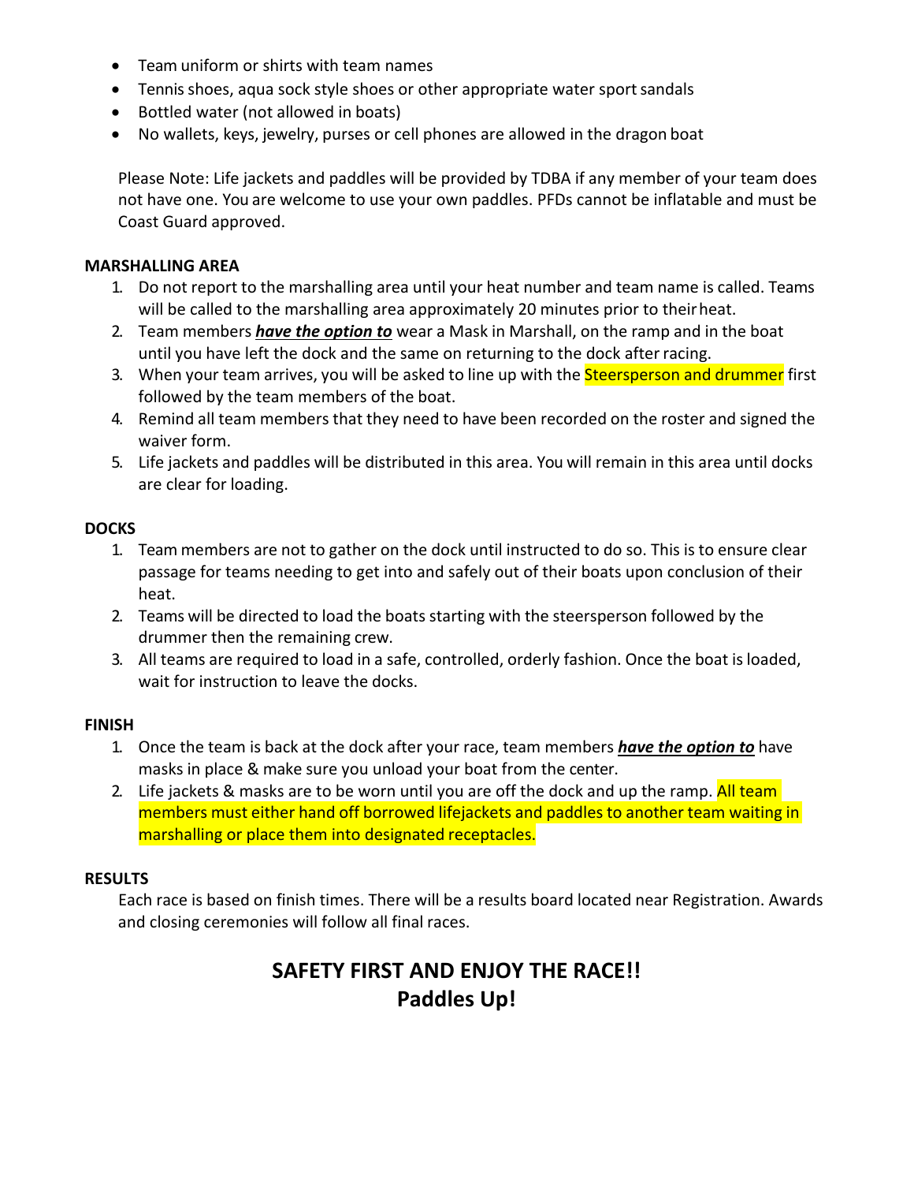- Team uniform or shirts with team names
- Tennis shoes, aqua sock style shoes or other appropriate water sport sandals
- Bottled water (not allowed in boats)
- No wallets, keys, jewelry, purses or cell phones are allowed in the dragon boat

Please Note: Life jackets and paddles will be provided by TDBA if any member of your team does not have one. You are welcome to use your own paddles. PFDs cannot be inflatable and must be Coast Guard approved.

**MARSHALLING AREA**

1. Do not report to the marshalling area until your heat number and team name is called. Teams will be called to the marshalling area approximately 20 minutes prior to their heat.
2. Team members ***have the option to*** wear a Mask in Marshall, on the ramp and in the boat until you have left the dock and the same on returning to the dock after racing.
3. When your team arrives, you will be asked to line up with the Steersperson and drummer first followed by the team members of the boat.
4. Remind all team members that they need to have been recorded on the roster and signed the waiver form.
5. Life jackets and paddles will be distributed in this area. You will remain in this area until docks are clear for loading.

**DOCKS**

1. Team members are not to gather on the dock until instructed to do so. This is to ensure clear passage for teams needing to get into and safely out of their boats upon conclusion of their heat.
2. Teams will be directed to load the boats starting with the steersperson followed by the drummer then the remaining crew.
3. All teams are required to load in a safe, controlled, orderly fashion. Once the boat is loaded, wait for instruction to leave the docks.

**FINISH**

1. Once the team is back at the dock after your race, team members ***have the option to*** have masks in place & make sure you unload your boat from the center.
2. Life jackets & masks are to be worn until you are off the dock and up the ramp. All team members must either hand off borrowed lifejackets and paddles to another team waiting in marshalling or place them into designated receptacles.

**RESULTS**

Each race is based on finish times. There will be a results board located near Registration. Awards and closing ceremonies will follow all final races.

## SAFETY FIRST AND ENJOY THE RACE!!
## Paddles Up!